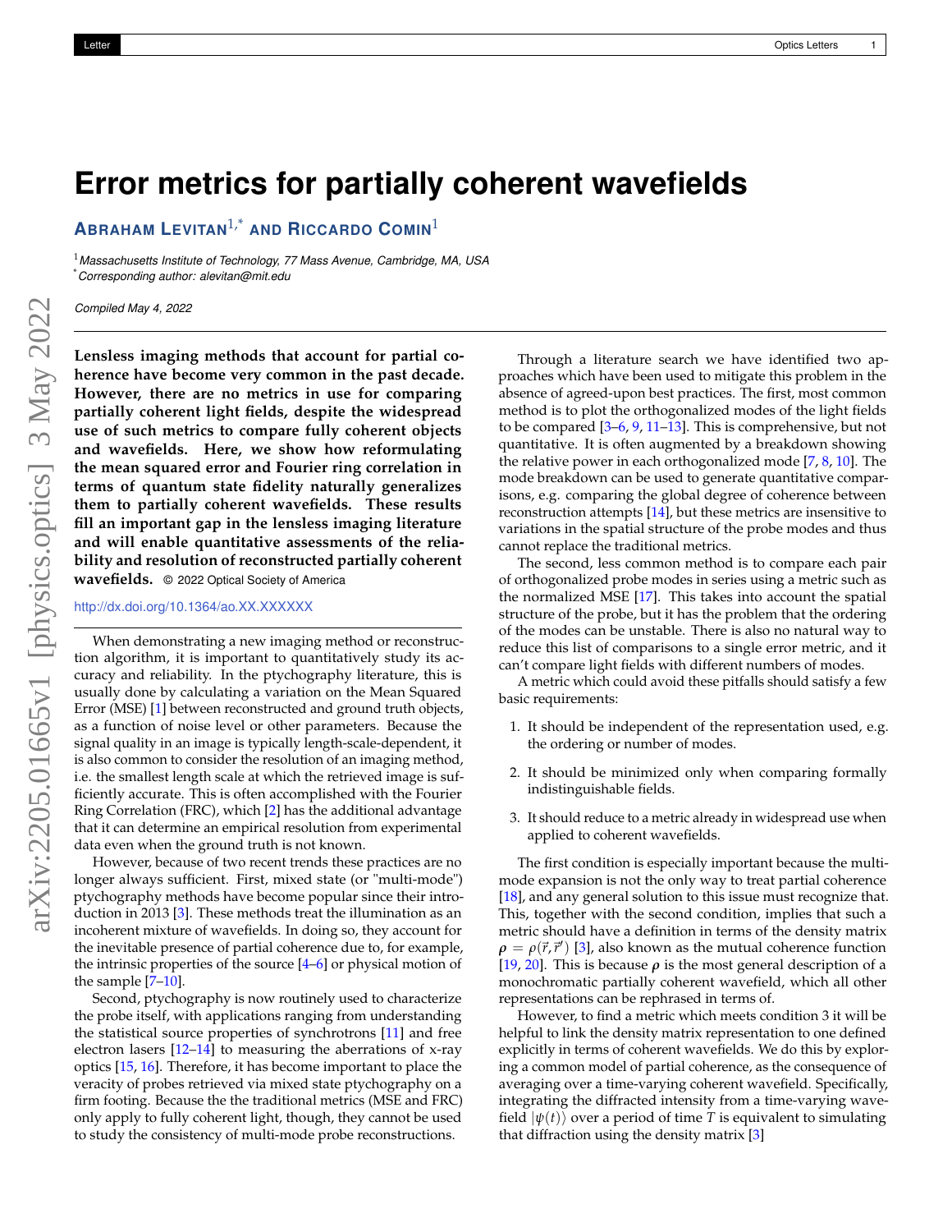# Error metrics for partially coherent wavefields

**Abraham Levitan**[1,*] **and Riccardo Comin**[1]

[1] *Massachusetts Institute of Technology, 77 Massa Avenue, Cambridge, MA, USA*
[*] *Corresponding author: alevitan@mit.edu*

*Compiled May 4, 2022*

**Lensless imaging methods that account for partial coherence have become very common in the past decade. However, there are no metrics in use for comparing partially coherent light fields, despite the widespread use of such metrics to compare fully coherent objects and wavefields. Here, we show how reformulating the mean squared error and Fourier ring correlation in terms of quantum state fidelity naturally generalizes them to partially coherent wavefields. These results fill an important gap in the lensless imaging literature and will enable quantitative assessments of the reliability and resolution of reconstructed partially coherent wavefields.** © 2022 Optical Society of America

http://dx.doi.org/10.1364/ao.XX.XXXXXX

When demonstrating a new imaging method or reconstruction algorithm, it is important to quantitatively study its accuracy and reliability. In the ptychography literature, this is usually done by calculating a variation on the Mean Squared Error (MSE) [1] between reconstructed and ground truth objects, as a function of noise level or other parameters. Because the signal quality in an image is typically length-scale-dependent, it is also common to consider the resolution of an imaging method, i.e. the smallest length scale at which the retrieved image is sufficiently accurate. This is often accomplished with the Fourier Ring Correlation (FRC), which [2] has the additional advantage that it can determine an empirical resolution from experimental data even when the ground truth is not known.

However, because of two recent trends these practices are no longer always sufficient. First, mixed state (or "multi-mode") ptychography methods have become popular since their introduction in 2013 [3]. These methods treat the illumination as an incoherent mixture of wavefields. In doing so, they account for the inevitable presence of partial coherence due to, for example, the intrinsic properties of the source [4–6] or physical motion of the sample [7–10].

Second, ptychography is now routinely used to characterize the probe itself, with applications ranging from understanding the statistical source properties of synchrotrons [11] and free electron lasers [12–14] to measuring the aberrations of x-ray optics [15, 16]. Therefore, it has become important to place the veracity of probes retrieved via mixed state ptychography on a firm footing. Because the the traditional metrics (MSE and FRC) only apply to fully coherent light, though, they cannot be used to study the consistency of multi-mode probe reconstructions.

Through a literature search we have identified two approaches which have been used to mitigate this problem in the absence of agreed-upon best practices. The first, most common method is to plot the orthogonalized modes of the light fields to be compared [3–6, 9, 11–13]. This is comprehensive, but not quantitative. It is often augmented by a breakdown showing the relative power in each orthogonalized mode [7, 8, 10]. The mode breakdown can be used to generate quantitative comparisons, e.g. comparing the global degree of coherence between reconstruction attempts [14], but these metrics are insensitive to variations in the spatial structure of the probe modes and thus cannot replace the traditional metrics.

The second, less common method is to compare each pair of orthogonalized probe modes in series using a metric such as the normalized MSE [17]. This takes into account the spatial structure of the probe, but it has the problem that the ordering of the modes can be unstable. There is also no natural way to reduce this list of comparisons to a single error metric, and it can't compare light fields with different numbers of modes.

A metric which could avoid these pitfalls should satisfy a few basic requirements:

1. It should be independent of the representation used, e.g. the ordering or number of modes.
2. It should be minimized only when comparing formally indistinguishable fields.
3. It should reduce to a metric already in widespread use when applied to coherent wavefields.

The first condition is especially important because the multi-mode expansion is not the only way to treat partial coherence [18], and any general solution to this issue must recognize that. This, together with the second condition, implies that such a metric should have a definition in terms of the density matrix $\boldsymbol{\rho} = \rho(\vec{r}, \vec{r}')$ [3], also known as the mutual coherence function [19, 20]. This is because $\boldsymbol{\rho}$ is the most general description of a monochromatic partially coherent wavefield, which all other representations can be rephrased in terms of.

However, to find a metric which meets condition 3 it will be helpful to link the density matrix representation to one defined explicitly in terms of coherent wavefields. We do this by exploring a common model of partial coherence, as the consequence of averaging over a time-varying coherent wavefield. Specifically, integrating the diffracted intensity from a time-varying wavefield $|\psi(t)\rangle$ over a period of time $T$ is equivalent to simulating that diffraction using the density matrix [3]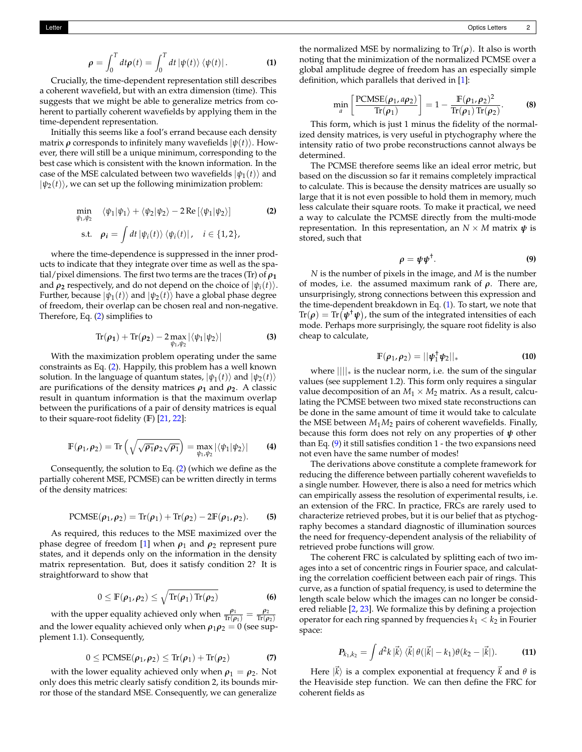$$\boldsymbol{\rho} = \int_0^T dt \boldsymbol{\rho}(t) = \int_0^T dt \, |\psi(t)\rangle \, \langle \psi(t)| \, . \tag{1}$$

Crucially, the time-dependent representation still describes a coherent wavefield, but with an extra dimension (time). This suggests that we might be able to generalize metrics from coherent to partially coherent wavefields by applying them in the time-dependent representation.

Initially this seems like a fool's errand because each density matrix $\boldsymbol{\rho}$ corresponds to infinitely many wavefields $|\psi(t)\rangle$. However, there will still be a unique minimum, corresponding to the best case which is consistent with the known information. In the case of the MSE calculated between two wavefields $|\psi_1(t)\rangle$ and $|\psi_2(t)\rangle$, we can set up the following minimization problem:

$$\begin{aligned} \min_{\psi_1, \psi_2} \quad & \langle \psi_1 | \psi_1 \rangle + \langle \psi_2 | \psi_2 \rangle - 2 \, \mathrm{Re} \left[ \langle \psi_1 | \psi_2 \rangle \right] \\ \text{s.t.} \quad & \boldsymbol{\rho_i} = \int dt \, |\psi_i(t)\rangle \, \langle \psi_i(t)| \, , \quad i \in \{1, 2\}, \end{aligned} \tag{2}$$

where the time-dependence is suppressed in the inner products to indicate that they integrate over time as well as the spatial/pixel dimensions. The first two terms are the traces (Tr) of $\boldsymbol{\rho_1}$ and $\boldsymbol{\rho_2}$ respectively, and do not depend on the choice of $|\psi_i(t)\rangle$. Further, because $|\psi_1(t)\rangle$ and $|\psi_2(t)\rangle$ have a global phase degree of freedom, their overlap can be chosen real and non-negative. Therefore, Eq. (2) simplifies to

$$\mathrm{Tr}(\boldsymbol{\rho_1}) + \mathrm{Tr}(\boldsymbol{\rho_2}) - 2 \max_{\psi_1, \psi_2} |\langle \psi_1 | \psi_2 \rangle| \tag{3}$$

With the maximization problem operating under the same constraints as Eq. (2). Happily, this problem has a well known solution. In the language of quantum states, $|\psi_1(t)\rangle$ and $|\psi_2(t)\rangle$ are purifications of the density matrices $\boldsymbol{\rho_1}$ and $\boldsymbol{\rho_2}$. A classic result in quantum information is that the maximum overlap between the purifications of a pair of density matrices is equal to their square-root fidelity ($\mathbb{F}$) [21, 22]:

$$\mathbb{F}(\boldsymbol{\rho_1}, \boldsymbol{\rho_2}) = \mathrm{Tr}\left(\sqrt{\sqrt{\boldsymbol{\rho_1}} \boldsymbol{\rho_2} \sqrt{\boldsymbol{\rho_1}}}\right) = \max_{\psi_1, \psi_2} |\langle \psi_1 | \psi_2 \rangle| \tag{4}$$

Consequently, the solution to Eq. (2) (which we define as the partially coherent MSE, PCMSE) can be written directly in terms of the density matrices:

$$\mathrm{PCMSE}(\boldsymbol{\rho_1}, \boldsymbol{\rho_2}) = \mathrm{Tr}(\boldsymbol{\rho_1}) + \mathrm{Tr}(\boldsymbol{\rho_2}) - 2\mathbb{F}(\boldsymbol{\rho_1}, \boldsymbol{\rho_2}). \tag{5}$$

As required, this reduces to the MSE maximized over the phase degree of freedom [1] when $\boldsymbol{\rho_1}$ and $\boldsymbol{\rho_2}$ represent pure states, and it depends only on the information in the density matrix representation. But, does it satisfy condition 2? It is straightforward to show that

$$0 \le \mathbb{F}(\boldsymbol{\rho_1}, \boldsymbol{\rho_2}) \le \sqrt{\mathrm{Tr}(\boldsymbol{\rho_1}) \, \mathrm{Tr}(\boldsymbol{\rho_2})} \tag{6}$$

with the upper equality achieved only when $\frac{\rho_1}{\mathrm{Tr}(\rho_1)} = \frac{\rho_2}{\mathrm{Tr}(\rho_2)}$ and the lower equality achieved only when $\boldsymbol{\rho_1} \boldsymbol{\rho_2} = 0$ (see supplement 1.1). Consequently,

$$0 \le \mathrm{PCMSE}(\boldsymbol{\rho_1}, \boldsymbol{\rho_2}) \le \mathrm{Tr}(\boldsymbol{\rho_1}) + \mathrm{Tr}(\boldsymbol{\rho_2}) \tag{7}$$

with the lower equality achieved only when $\boldsymbol{\rho_1} = \boldsymbol{\rho_2}$. Not only does this metric clearly satisfy condition 2, its bounds mirror those of the standard MSE. Consequently, we can generalize the normalized MSE by normalizing to $\mathrm{Tr}(\boldsymbol{\rho})$. It also is worth noting that the minimization of the normalized PCMSE over a global amplitude degree of freedom has an especially simple definition, which parallels that derived in [1]:

$$\min_a \left[ \frac{\mathrm{PCMSE}(\boldsymbol{\rho_1}, a\boldsymbol{\rho_2})}{\mathrm{Tr}(\boldsymbol{\rho_1})} \right] = 1 - \frac{\mathbb{F}(\boldsymbol{\rho_1}, \boldsymbol{\rho_2})^2}{\mathrm{Tr}(\boldsymbol{\rho_1}) \, \mathrm{Tr}(\boldsymbol{\rho_2})}. \tag{8}$$

This form, which is just 1 minus the fidelity of the normalized density matrices, is very useful in ptychography where the intensity ratio of two probe reconstructions cannot always be determined.

The PCMSE therefore seems like an ideal error metric, but based on the discussion so far it remains completely impractical to calculate. This is because the density matrices are usually so large that it is not even possible to hold them in memory, much less calculate their square roots. To make it practical, we need a way to calculate the PCMSE directly from the multi-mode representation. In this representation, an $N \times M$ matrix $\boldsymbol{\psi}$ is stored, such that

$$\boldsymbol{\rho} = \boldsymbol{\psi} \boldsymbol{\psi}^\dagger. \tag{9}$$

$N$ is the number of pixels in the image, and $M$ is the number of modes, i.e. the assumed maximum rank of $\boldsymbol{\rho}$. There are, unsurprisingly, strong connections between this expression and the time-dependent breakdown in Eq. (1). To start, we note that $\mathrm{Tr}(\boldsymbol{\rho}) = \mathrm{Tr}(\boldsymbol{\psi}^\dagger \boldsymbol{\psi})$, the sum of the integrated intensities of each mode. Perhaps more surprisingly, the square root fidelity is also cheap to calculate,

$$\mathbb{F}(\boldsymbol{\rho_1}, \boldsymbol{\rho_2}) = ||\boldsymbol{\psi}_1^\dagger \boldsymbol{\psi}_2||_* \tag{10}$$

where $||\,||_*$ is the nuclear norm, i.e. the sum of the singular values (see supplement 1.2). This form only requires a singular value decomposition of an $M_1 \times M_2$ matrix. As a result, calculating the PCMSE between two mixed state reconstructions can be done in the same amount of time it would take to calculate the MSE between $M_1 M_2$ pairs of coherent wavefields. Finally, because this form does not rely on any properties of $\boldsymbol{\psi}$ other than Eq. (9) it still satisfies condition 1 - the two expansions need not even have the same number of modes!

The derivations above constitute a complete framework for reducing the difference between partially coherent wavefields to a single number. However, there is also a need for metrics which can empirically assess the resolution of experimental results, i.e. an extension of the FRC. In practice, FRCs are rarely used to characterize retrieved probes, but it is our belief that as ptychography becomes a standard diagnostic of illumination sources the need for frequency-dependent analysis of the reliability of retrieved probe functions will grow.

The coherent FRC is calculated by splitting each of two images into a set of concentric rings in Fourier space, and calculating the correlation coefficient between each pair of rings. This curve, as a function of spatial frequency, is used to determine the length scale below which the images can no longer be considered reliable [2, 23]. We formalize this by defining a projection operator for each ring spanned by frequencies $k_1 < k_2$ in Fourier space:

$$\boldsymbol{P}_{k_1, k_2} = \int d^2k \, |\vec{k}\rangle \, \langle \vec{k}| \, \theta(|\vec{k}| - k_1) \theta(k_2 - |\vec{k}|). \tag{11}$$

Here $|\vec{k}\rangle$ is a complex exponential at frequency $\vec{k}$ and $\theta$ is the Heaviside step function. We can then define the FRC for coherent fields as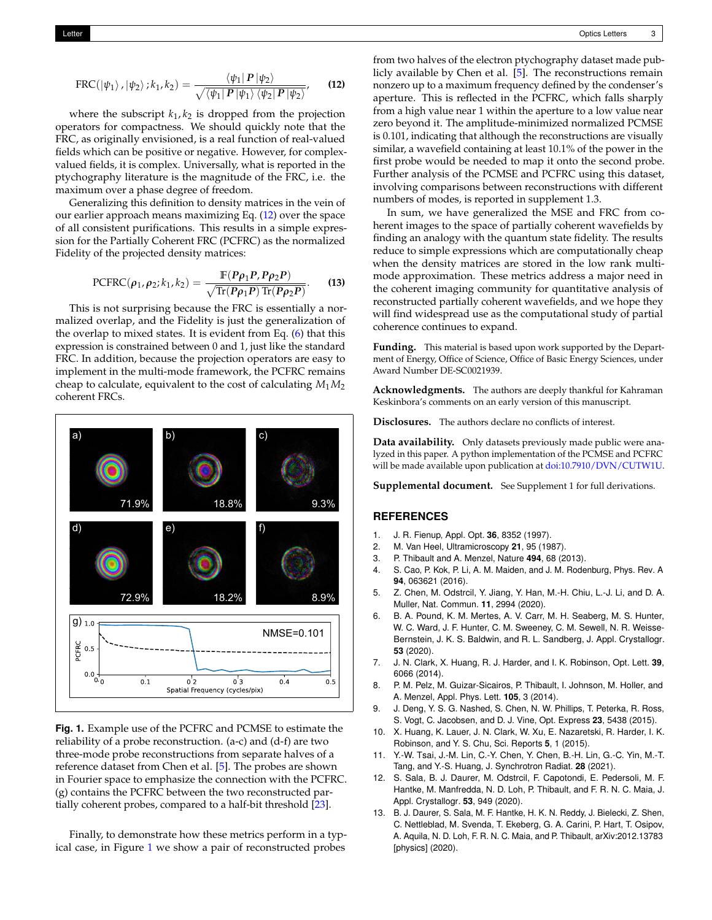$$\text{FRC}(|\psi_1\rangle, |\psi_2\rangle; k_1, k_2) = \frac{\langle\psi_1|\, \boldsymbol{P} \,|\psi_2\rangle}{\sqrt{\langle\psi_1|\, \boldsymbol{P} \,|\psi_1\rangle \langle\psi_2|\, \boldsymbol{P} \,|\psi_2\rangle}}, \tag{12}$$

where the subscript $k_1, k_2$ is dropped from the projection operators for compactness. We should quickly note that the FRC, as originally envisioned, is a real function of real-valued fields which can be positive or negative. However, for complex-valued fields, it is complex. Universally, what is reported in the ptychography literature is the magnitude of the FRC, i.e. the maximum over a phase degree of freedom.

Generalizing this definition to density matrices in the vein of our earlier approach means maximizing Eq. (12) over the space of all consistent purifications. This results in a simple expression for the Partially Coherent FRC (PCFRC) as the normalized Fidelity of the projected density matrices:

$$\text{PCFRC}(\boldsymbol{\rho}_1, \boldsymbol{\rho}_2; k_1, k_2) = \frac{\mathbb{F}(\boldsymbol{P}\boldsymbol{\rho}_1\boldsymbol{P}, \boldsymbol{P}\boldsymbol{\rho}_2\boldsymbol{P})}{\sqrt{\text{Tr}(\boldsymbol{P}\boldsymbol{\rho}_1\boldsymbol{P})\,\text{Tr}(\boldsymbol{P}\boldsymbol{\rho}_2\boldsymbol{P})}}. \tag{13}$$

This is not surprising because the FRC is essentially a normalized overlap, and the Fidelity is just the generalization of the overlap to mixed states. It is evident from Eq. (6) that this expression is constrained between 0 and 1, just like the standard FRC. In addition, because the projection operators are easy to implement in the multi-mode framework, the PCFRC remains cheap to calculate, equivalent to the cost of calculating $M_1 M_2$ coherent FRCs.

**Fig. 1.** Example use of the PCFRC and PCMSE to estimate the reliability of a probe reconstruction. (a-c) and (d-f) are two three-mode probe reconstructions from separate halves of a reference dataset from Chen et al. [5]. The probes are shown in Fourier space to emphasize the connection with the PCFRC. (g) contains the PCFRC between the two reconstructed partially coherent probes, compared to a half-bit threshold [23].

Finally, to demonstrate how these metrics perform in a typical case, in Figure 1 we show a pair of reconstructed probes from two halves of the electron ptychography dataset made publicly available by Chen et al. [5]. The reconstructions remain nonzero up to a maximum frequency defined by the condenser's aperture. This is reflected in the PCFRC, which falls sharply from a high value near 1 within the aperture to a low value near zero beyond it. The amplitude-minimized normalized PCMSE is 0.101, indicating that although the reconstructions are visually similar, a wavefield containing at least 10.1% of the power in the first probe would be needed to map it onto the second probe. Further analysis of the PCMSE and PCFRC using this dataset, involving comparisons between reconstructions with different numbers of modes, is reported in supplement 1.3.

In sum, we have generalized the MSE and FRC from coherent images to the space of partially coherent wavefields by finding an analogy with the quantum state fidelity. The results reduce to simple expressions which are computationally cheap when the density matrices are stored in the low rank multi-mode approximation. These metrics address a major need in the coherent imaging community for quantitative analysis of reconstructed partially coherent wavefields, and we hope they will find widespread use as the computational study of partial coherence continues to expand.

**Funding.** This material is based upon work supported by the Department of Energy, Office of Science, Office of Basic Energy Sciences, under Award Number DE-SC0021939.

**Acknowledgments.** The authors are deeply thankful for Kahraman Keskinbora's comments on an early version of this manuscript.

**Disclosures.** The authors declare no conflicts of interest.

**Data availability.** Only datasets previously made public were analyzed in this paper. A python implementation of the PCMSE and PCFRC will be made available upon publication at doi:10.7910/DVN/CUTW1U.

**Supplemental document.** See Supplement 1 for full derivations.

## REFERENCES

1. J. R. Fienup, Appl. Opt. **36**, 8352 (1997).
2. M. Van Heel, Ultramicroscopy **21**, 95 (1987).
3. P. Thibault and A. Menzel, Nature **494**, 68 (2013).
4. S. Cao, P. Kok, P. Li, A. M. Maiden, and J. M. Rodenburg, Phys. Rev. A **94**, 063621 (2016).
5. Z. Chen, M. Odstrcil, Y. Jiang, Y. Han, M.-H. Chiu, L.-J. Li, and D. A. Muller, Nat. Commun. **11**, 2994 (2020).
6. B. A. Pound, K. M. Mertes, A. V. Carr, M. H. Seaberg, M. S. Hunter, W. C. Ward, J. F. Hunter, C. M. Sweeney, C. M. Sewell, N. R. Weisse-Bernstein, J. K. S. Baldwin, and R. L. Sandberg, J. Appl. Crystallogr. **53** (2020).
7. J. N. Clark, X. Huang, R. J. Harder, and I. K. Robinson, Opt. Lett. **39**, 6066 (2014).
8. P. M. Pelz, M. Guizar-Sicairos, P. Thibault, I. Johnson, M. Holler, and A. Menzel, Appl. Phys. Lett. **105**, 3 (2014).
9. J. Deng, Y. S. G. Nashed, S. Chen, N. W. Phillips, T. Peterka, R. Ross, S. Vogt, C. Jacobsen, and D. J. Vine, Opt. Express **23**, 5438 (2015).
10. X. Huang, K. Lauer, J. N. Clark, W. Xu, E. Nazaretski, R. Harder, I. K. Robinson, and Y. S. Chu, Sci. Reports **5**, 1 (2015).
11. Y.-W. Tsai, J.-M. Lin, C.-Y. Chen, Y. Chen, B.-H. Lin, G.-C. Yin, M.-T. Tang, and Y.-S. Huang, J. Synchrotron Radiat. **28** (2021).
12. S. Sala, B. J. Daurer, M. Odstrcil, F. Capotondi, E. Pedersoli, M. F. Hantke, M. Manfredda, N. D. Loh, P. Thibault, and F. R. N. C. Maia, J. Appl. Crystallogr. **53**, 949 (2020).
13. B. J. Daurer, S. Sala, M. F. Hantke, H. K. N. Reddy, J. Bielecki, Z. Shen, C. Nettleblad, M. Svenda, T. Ekeberg, G. A. Carini, P. Hart, T. Osipov, A. Aquila, N. D. Loh, F. R. N. C. Maia, and P. Thibault, arXiv:2012.13783 [physics] (2020).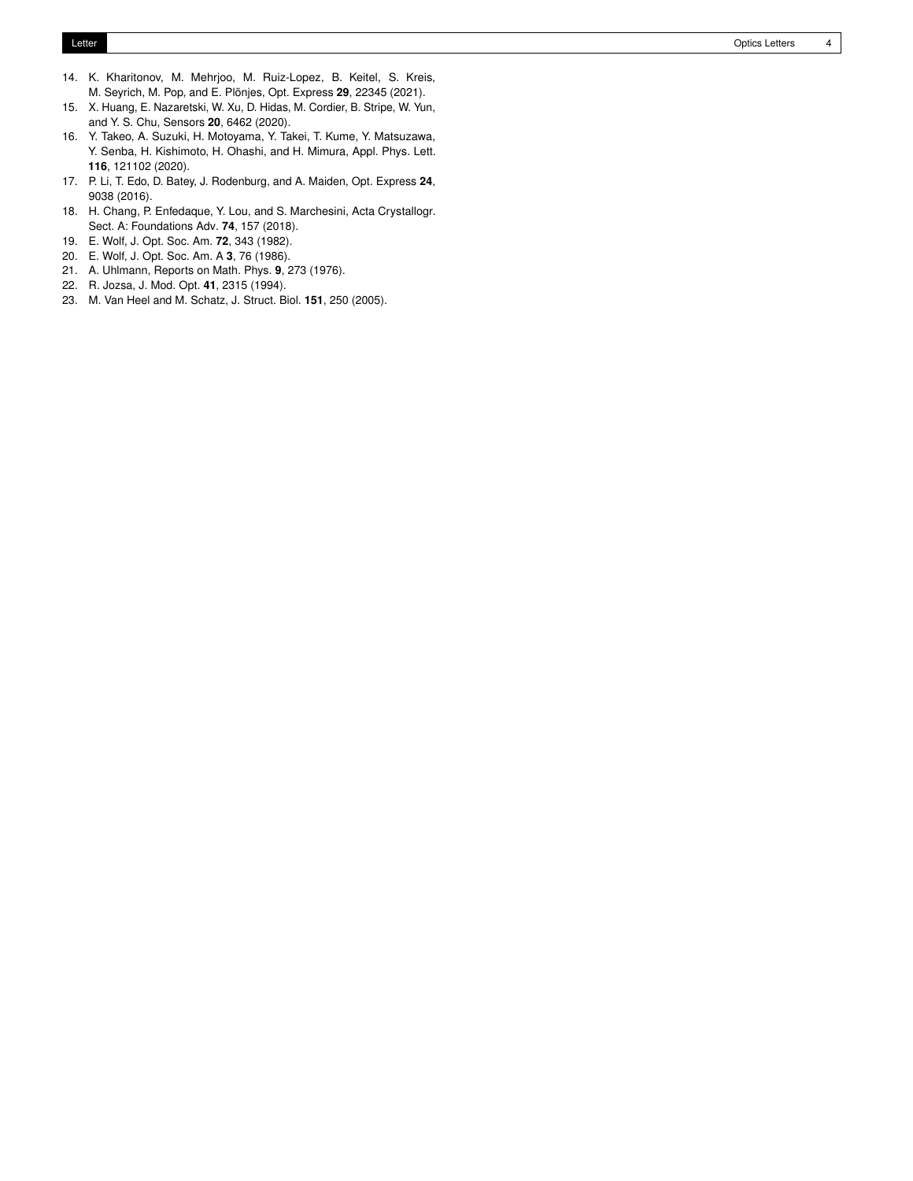14. K. Kharitonov, M. Mehrjoo, M. Ruiz-Lopez, B. Keitel, S. Kreis, M. Seyrich, M. Pop, and E. Plönjes, Opt. Express **29**, 22345 (2021).
15. X. Huang, E. Nazaretski, W. Xu, D. Hidas, M. Cordier, B. Stripe, W. Yun, and Y. S. Chu, Sensors **20**, 6462 (2020).
16. Y. Takeo, A. Suzuki, H. Motoyama, Y. Takei, T. Kume, Y. Matsuzawa, Y. Senba, H. Kishimoto, H. Ohashi, and H. Mimura, Appl. Phys. Lett. **116**, 121102 (2020).
17. P. Li, T. Edo, D. Batey, J. Rodenburg, and A. Maiden, Opt. Express **24**, 9038 (2016).
18. H. Chang, P. Enfedaque, Y. Lou, and S. Marchesini, Acta Crystallogr. Sect. A: Foundations Adv. **74**, 157 (2018).
19. E. Wolf, J. Opt. Soc. Am. **72**, 343 (1982).
20. E. Wolf, J. Opt. Soc. Am. A **3**, 76 (1986).
21. A. Uhlmann, Reports on Math. Phys. **9**, 273 (1976).
22. R. Jozsa, J. Mod. Opt. **41**, 2315 (1994).
23. M. Van Heel and M. Schatz, J. Struct. Biol. **151**, 250 (2005).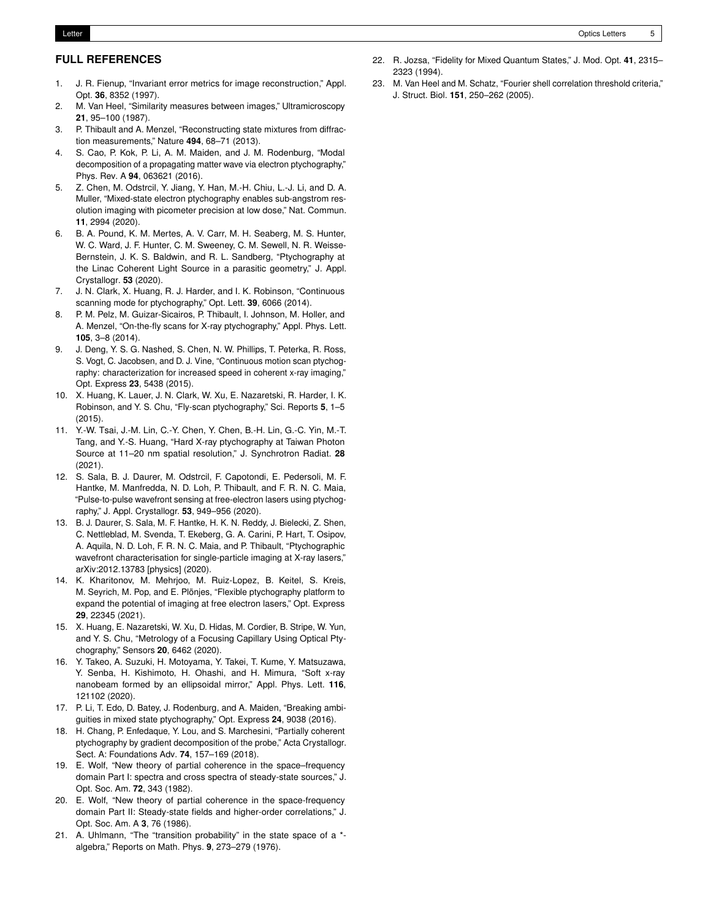## FULL REFERENCES

1. J. R. Fienup, "Invariant error metrics for image reconstruction," Appl. Opt. **36**, 8352 (1997).
2. M. Van Heel, "Similarity measures between images," Ultramicroscopy **21**, 95–100 (1987).
3. P. Thibault and A. Menzel, "Reconstructing state mixtures from diffraction measurements," Nature **494**, 68–71 (2013).
4. S. Cao, P. Kok, P. Li, A. M. Maiden, and J. M. Rodenburg, "Modal decomposition of a propagating matter wave via electron ptychography," Phys. Rev. A **94**, 063621 (2016).
5. Z. Chen, M. Odstrcil, Y. Jiang, Y. Han, M.-H. Chiu, L.-J. Li, and D. A. Muller, "Mixed-state electron ptychography enables sub-angstrom resolution imaging with picometer precision at low dose," Nat. Commun. **11**, 2994 (2020).
6. B. A. Pound, K. M. Mertes, A. V. Carr, M. H. Seaberg, M. S. Hunter, W. C. Ward, J. F. Hunter, C. M. Sweeney, C. M. Sewell, N. R. Weisse-Bernstein, J. K. S. Baldwin, and R. L. Sandberg, "Ptychography at the Linac Coherent Light Source in a parasitic geometry," J. Appl. Crystallogr. **53** (2020).
7. J. N. Clark, X. Huang, R. J. Harder, and I. K. Robinson, "Continuous scanning mode for ptychography," Opt. Lett. **39**, 6066 (2014).
8. P. M. Pelz, M. Guizar-Sicairos, P. Thibault, I. Johnson, M. Holler, and A. Menzel, "On-the-fly scans for X-ray ptychography," Appl. Phys. Lett. **105**, 3–8 (2014).
9. J. Deng, Y. S. G. Nashed, S. Chen, N. W. Phillips, T. Peterka, R. Ross, S. Vogt, C. Jacobsen, and D. J. Vine, "Continuous motion scan ptychography: characterization for increased speed in coherent x-ray imaging," Opt. Express **23**, 5438 (2015).
10. X. Huang, K. Lauer, J. N. Clark, W. Xu, E. Nazaretski, R. Harder, I. K. Robinson, and Y. S. Chu, "Fly-scan ptychography," Sci. Reports **5**, 1–5 (2015).
11. Y.-W. Tsai, J.-M. Lin, C.-Y. Chen, Y. Chen, B.-H. Lin, G.-C. Yin, M.-T. Tang, and Y.-S. Huang, "Hard X-ray ptychography at Taiwan Photon Source at 11–20 nm spatial resolution," J. Synchrotron Radiat. **28** (2021).
12. S. Sala, B. J. Daurer, M. Odstrcil, F. Capotondi, E. Pedersoli, M. F. Hantke, M. Manfredda, N. D. Loh, P. Thibault, and F. R. N. C. Maia, "Pulse-to-pulse wavefront sensing at free-electron lasers using ptychography," J. Appl. Crystallogr. **53**, 949–956 (2020).
13. B. J. Daurer, S. Sala, M. F. Hantke, H. K. N. Reddy, J. Bielecki, Z. Shen, C. Nettleblad, M. Svenda, T. Ekeberg, G. A. Carini, P. Hart, T. Osipov, A. Aquila, N. D. Loh, F. R. N. C. Maia, and P. Thibault, "Ptychographic wavefront characterisation for single-particle imaging at X-ray lasers," arXiv:2012.13783 [physics] (2020).
14. K. Kharitonov, M. Mehrjoo, M. Ruiz-Lopez, B. Keitel, S. Kreis, M. Seyrich, M. Pop, and E. Plönjes, "Flexible ptychography platform to expand the potential of imaging at free electron lasers," Opt. Express **29**, 22345 (2021).
15. X. Huang, E. Nazaretski, W. Xu, D. Hidas, M. Cordier, B. Stripe, W. Yun, and Y. S. Chu, "Metrology of a Focusing Capillary Using Optical Ptychography," Sensors **20**, 6462 (2020).
16. Y. Takeo, A. Suzuki, H. Motoyama, Y. Takei, T. Kume, Y. Matsuzawa, Y. Senba, H. Kishimoto, H. Ohashi, and H. Mimura, "Soft x-ray nanobeam formed by an ellipsoidal mirror," Appl. Phys. Lett. **116**, 121102 (2020).
17. P. Li, T. Edo, D. Batey, J. Rodenburg, and A. Maiden, "Breaking ambiguities in mixed state ptychography," Opt. Express **24**, 9038 (2016).
18. H. Chang, P. Enfedaque, Y. Lou, and S. Marchesini, "Partially coherent ptychography by gradient decomposition of the probe," Acta Crystallogr. Sect. A: Foundations Adv. **74**, 157–169 (2018).
19. E. Wolf, "New theory of partial coherence in the space–frequency domain Part I: spectra and cross spectra of steady-state sources," J. Opt. Soc. Am. **72**, 343 (1982).
20. E. Wolf, "New theory of partial coherence in the space-frequency domain Part II: Steady-state fields and higher-order correlations," J. Opt. Soc. Am. A **3**, 76 (1986).
21. A. Uhlmann, "The "transition probability" in the state space of a *-algebra," Reports on Math. Phys. **9**, 273–279 (1976).
22. R. Jozsa, "Fidelity for Mixed Quantum States," J. Mod. Opt. **41**, 2315–2323 (1994).
23. M. Van Heel and M. Schatz, "Fourier shell correlation threshold criteria," J. Struct. Biol. **151**, 250–262 (2005).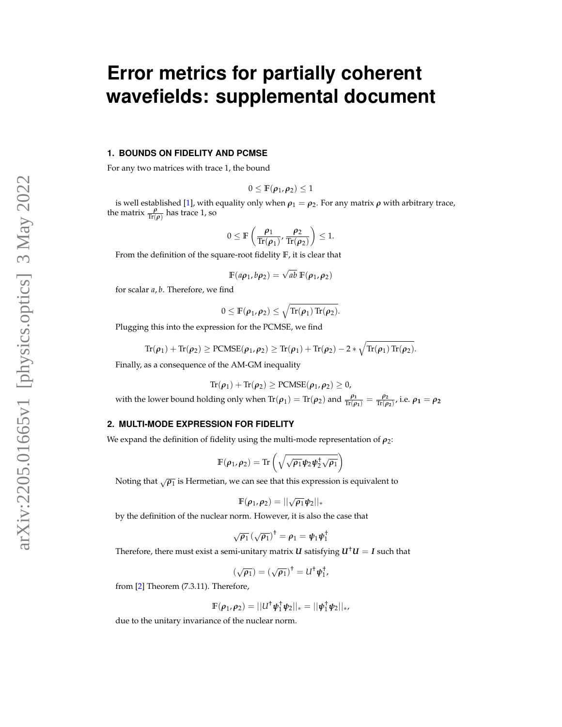# Error metrics for partially coherent wavefields: supplemental document

### 1. BOUNDS ON FIDELITY AND PCMSE

For any two matrices with trace 1, the bound

$$0 \leq \mathbb{F}(\boldsymbol{\rho}_1, \boldsymbol{\rho}_2) \leq 1$$

is well established [1], with equality only when $\boldsymbol{\rho}_1 = \boldsymbol{\rho}_2$. For any matrix $\boldsymbol{\rho}$ with arbitrary trace, the matrix $\frac{\boldsymbol{\rho}}{\mathrm{Tr}(\boldsymbol{\rho})}$ has trace 1, so

$$0 \leq \mathbb{F}\left(\frac{\boldsymbol{\rho}_1}{\mathrm{Tr}(\boldsymbol{\rho}_1)}, \frac{\boldsymbol{\rho}_2}{\mathrm{Tr}(\boldsymbol{\rho}_2)}\right) \leq 1.$$

From the definition of the square-root fidelity $\mathbb{F}$, it is clear that

$$\mathbb{F}(a\boldsymbol{\rho}_1, b\boldsymbol{\rho}_2) = \sqrt{ab}\,\mathbb{F}(\boldsymbol{\rho}_1, \boldsymbol{\rho}_2)$$

for scalar $a, b$. Therefore, we find

$$0 \leq \mathbb{F}(\boldsymbol{\rho}_1, \boldsymbol{\rho}_2) \leq \sqrt{\mathrm{Tr}(\boldsymbol{\rho}_1)\,\mathrm{Tr}(\boldsymbol{\rho}_2)}.$$

Plugging this into the expression for the PCMSE, we find

$$\mathrm{Tr}(\boldsymbol{\rho}_1) + \mathrm{Tr}(\boldsymbol{\rho}_2) \geq \mathrm{PCMSE}(\boldsymbol{\rho}_1, \boldsymbol{\rho}_2) \geq \mathrm{Tr}(\boldsymbol{\rho}_1) + \mathrm{Tr}(\boldsymbol{\rho}_2) - 2 * \sqrt{\mathrm{Tr}(\boldsymbol{\rho}_1)\,\mathrm{Tr}(\boldsymbol{\rho}_2)}.$$

Finally, as a consequence of the AM-GM inequality

$$\mathrm{Tr}(\boldsymbol{\rho}_1) + \mathrm{Tr}(\boldsymbol{\rho}_2) \geq \mathrm{PCMSE}(\boldsymbol{\rho}_1, \boldsymbol{\rho}_2) \geq 0,$$

with the lower bound holding only when $\mathrm{Tr}(\boldsymbol{\rho}_1) = \mathrm{Tr}(\boldsymbol{\rho}_2)$ and $\frac{\boldsymbol{\rho}_1}{\mathrm{Tr}(\boldsymbol{\rho}_1)} = \frac{\boldsymbol{\rho}_2}{\mathrm{Tr}(\boldsymbol{\rho}_2)}$, i.e. $\boldsymbol{\rho}_1 = \boldsymbol{\rho}_2$

### 2. MULTI-MODE EXPRESSION FOR FIDELITY

We expand the definition of fidelity using the multi-mode representation of $\boldsymbol{\rho}_2$:

$$\mathbb{F}(\boldsymbol{\rho}_1, \boldsymbol{\rho}_2) = \mathrm{Tr}\left(\sqrt{\sqrt{\boldsymbol{\rho}_1}\boldsymbol{\psi}_2\boldsymbol{\psi}_2^\dagger\sqrt{\boldsymbol{\rho}_1}}\right)$$

Noting that $\sqrt{\boldsymbol{\rho}_1}$ is Hermetian, we can see that this expression is equivalent to

$$\mathbb{F}(\boldsymbol{\rho}_1, \boldsymbol{\rho}_2) = ||\sqrt{\boldsymbol{\rho}_1}\boldsymbol{\psi}_2||_*$$

by the definition of the nuclear norm. However, it is also the case that

$$\sqrt{\boldsymbol{\rho}_1}\,(\sqrt{\boldsymbol{\rho}_1})^\dagger = \boldsymbol{\rho}_1 = \boldsymbol{\psi}_1\boldsymbol{\psi}_1^\dagger$$

Therefore, there must exist a semi-unitary matrix $\boldsymbol{U}$ satisfying $\boldsymbol{U}^\dagger\boldsymbol{U} = \boldsymbol{I}$ such that

$$(\sqrt{\boldsymbol{\rho}_1}) = (\sqrt{\boldsymbol{\rho}_1})^\dagger = U^\dagger\boldsymbol{\psi}_1^\dagger,$$

from [2] Theorem (7.3.11). Therefore,

$$\mathbb{F}(\boldsymbol{\rho}_1, \boldsymbol{\rho}_2) = ||U^\dagger\boldsymbol{\psi}_1^\dagger\boldsymbol{\psi}_2||_* = ||\boldsymbol{\psi}_1^\dagger\boldsymbol{\psi}_2||_*,$$

due to the unitary invariance of the nuclear norm.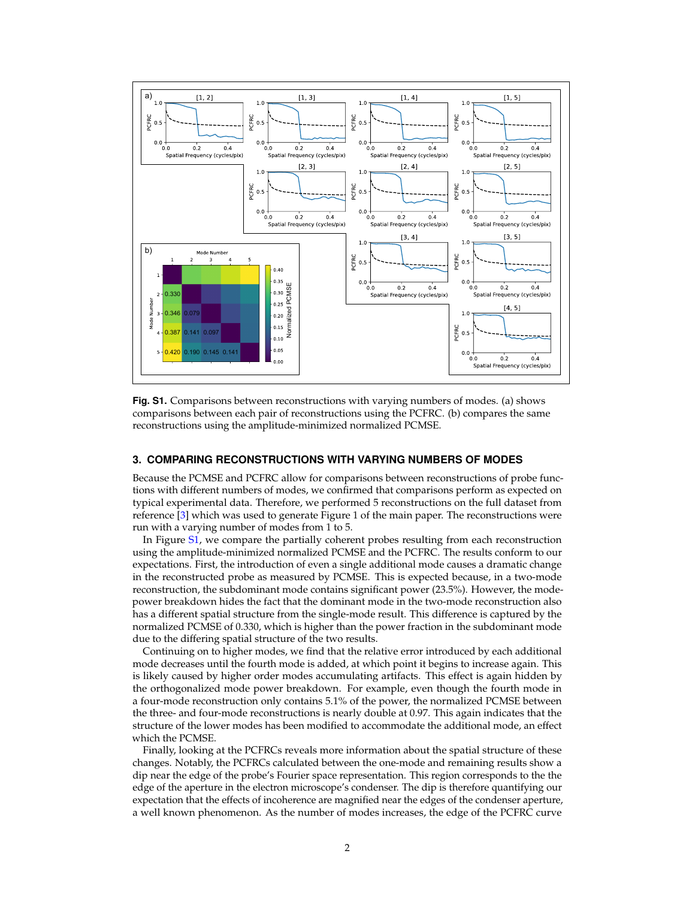**Fig. S1.** Comparisons between reconstructions with varying numbers of modes. (a) shows comparisons between each pair of reconstructions using the PCFRC. (b) compares the same reconstructions using the amplitude-minimized normalized PCMSE.

## 3. COMPARING RECONSTRUCTIONS WITH VARYING NUMBERS OF MODES

Because the PCMSE and PCFRC allow for comparisons between reconstructions of probe functions with different numbers of modes, we confirmed that comparisons perform as expected on typical experimental data. Therefore, we performed 5 reconstructions on the full dataset from reference [3] which was used to generate Figure 1 of the main paper. The reconstructions were run with a varying number of modes from 1 to 5.

In Figure S1, we compare the partially coherent probes resulting from each reconstruction using the amplitude-minimized normalized PCMSE and the PCFRC. The results conform to our expectations. First, the introduction of even a single additional mode causes a dramatic change in the reconstructed probe as measured by PCMSE. This is expected because, in a two-mode reconstruction, the subdominant mode contains significant power (23.5%). However, the mode-power breakdown hides the fact that the dominant mode in the two-mode reconstruction also has a different spatial structure from the single-mode result. This difference is captured by the normalized PCMSE of 0.330, which is higher than the power fraction in the subdominant mode due to the differing spatial structure of the two results.

Continuing on to higher modes, we find that the relative error introduced by each additional mode decreases until the fourth mode is added, at which point it begins to increase again. This is likely caused by higher order modes accumulating artifacts. This effect is again hidden by the orthogonalized mode power breakdown. For example, even though the fourth mode in a four-mode reconstruction only contains 5.1% of the power, the normalized PCMSE between the three- and four-mode reconstructions is nearly double at 0.97. This again indicates that the structure of the lower modes has been modified to accommodate the additional mode, an effect which the PCMSE.

Finally, looking at the PCFRCs reveals more information about the spatial structure of these changes. Notably, the PCFRCs calculated between the one-mode and remaining results show a dip near the edge of the probe's Fourier space representation. This region corresponds to the the edge of the aperture in the electron microscope's condenser. The dip is therefore quantifying our expectation that the effects of incoherence are magnified near the edges of the condenser aperture, a well known phenomenon. As the number of modes increases, the edge of the PCFRC curve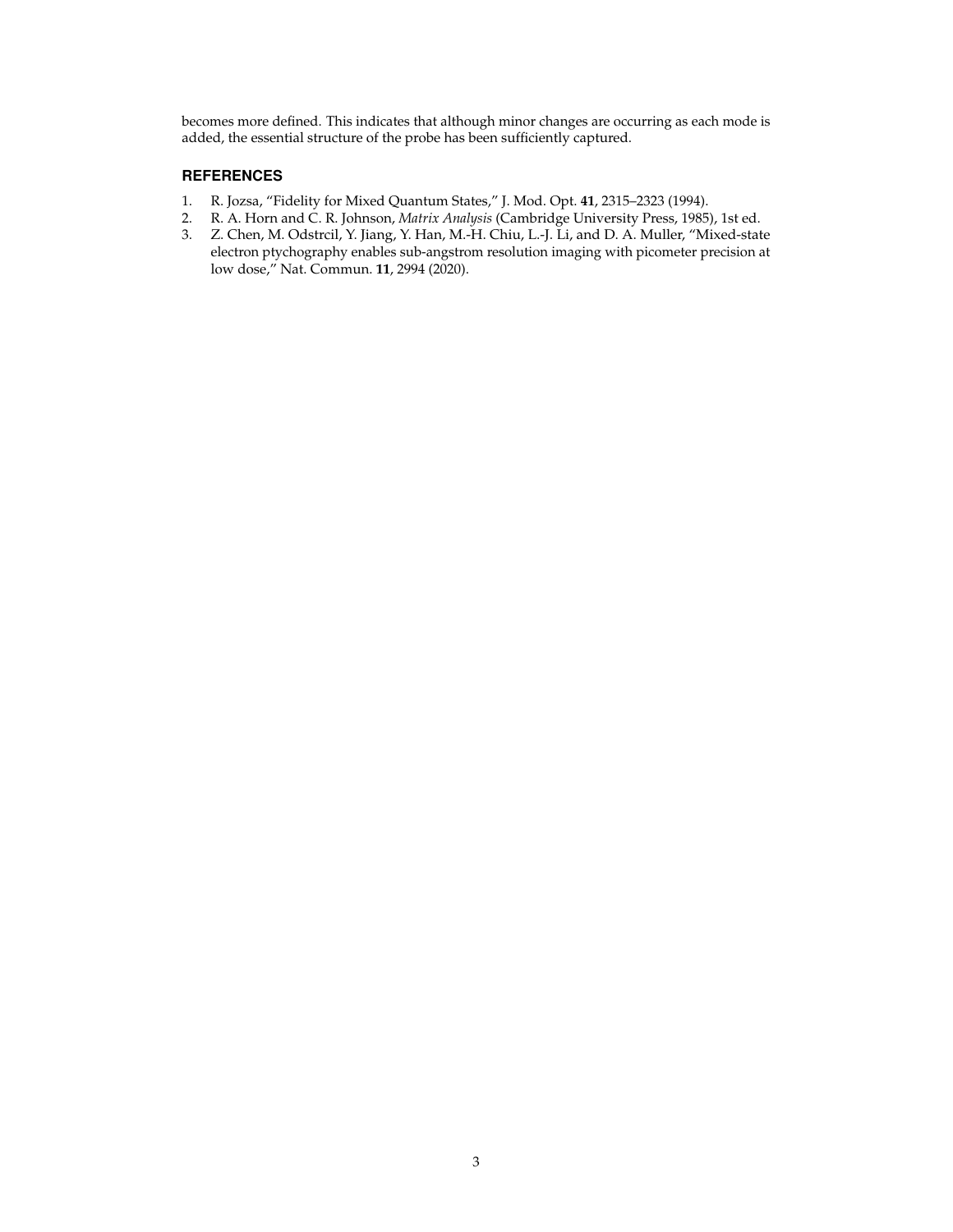becomes more defined. This indicates that although minor changes are occurring as each mode is added, the essential structure of the probe has been sufficiently captured.

## REFERENCES

1. R. Jozsa, "Fidelity for Mixed Quantum States," J. Mod. Opt. **41**, 2315–2323 (1994).
2. R. A. Horn and C. R. Johnson, *Matrix Analysis* (Cambridge University Press, 1985), 1st ed.
3. Z. Chen, M. Odstrcil, Y. Jiang, Y. Han, M.-H. Chiu, L.-J. Li, and D. A. Muller, "Mixed-state electron ptychography enables sub-angstrom resolution imaging with picometer precision at low dose," Nat. Commun. **11**, 2994 (2020).